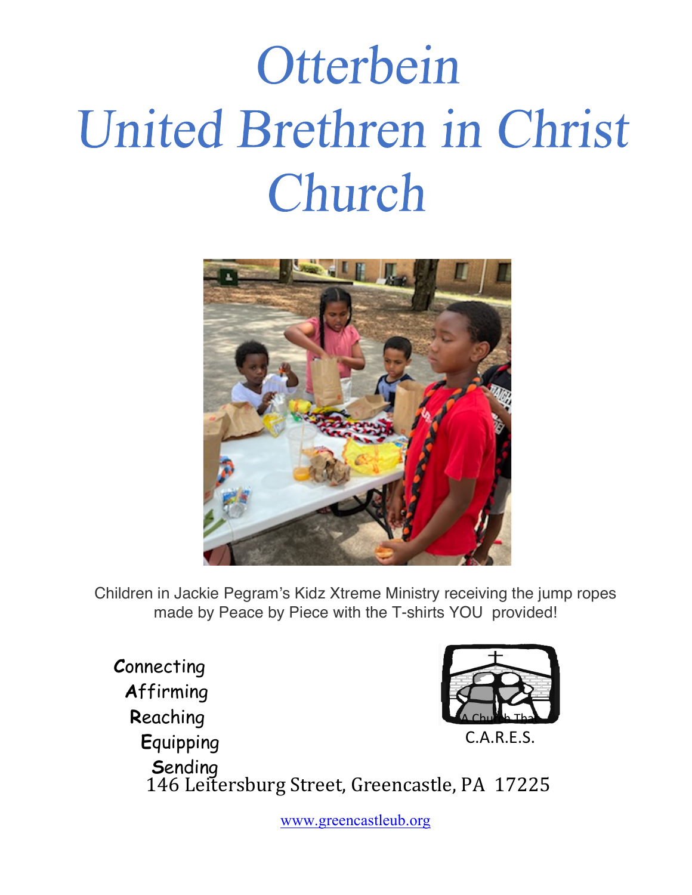# Otterbein United Brethren in Christ Church

Children in Jackie Pegram's Kidz Xtreme Ministry receiving the jump ropes made by Peace by Piece with the T-shirts YOU provided!

**C**onnecting
**A**ffirming
**R**eaching
**E**quipping
**S**ending

A Church That C.A.R.E.S.

146 Leitersburg Street, Greencastle, PA 17225

www.greencastleub.org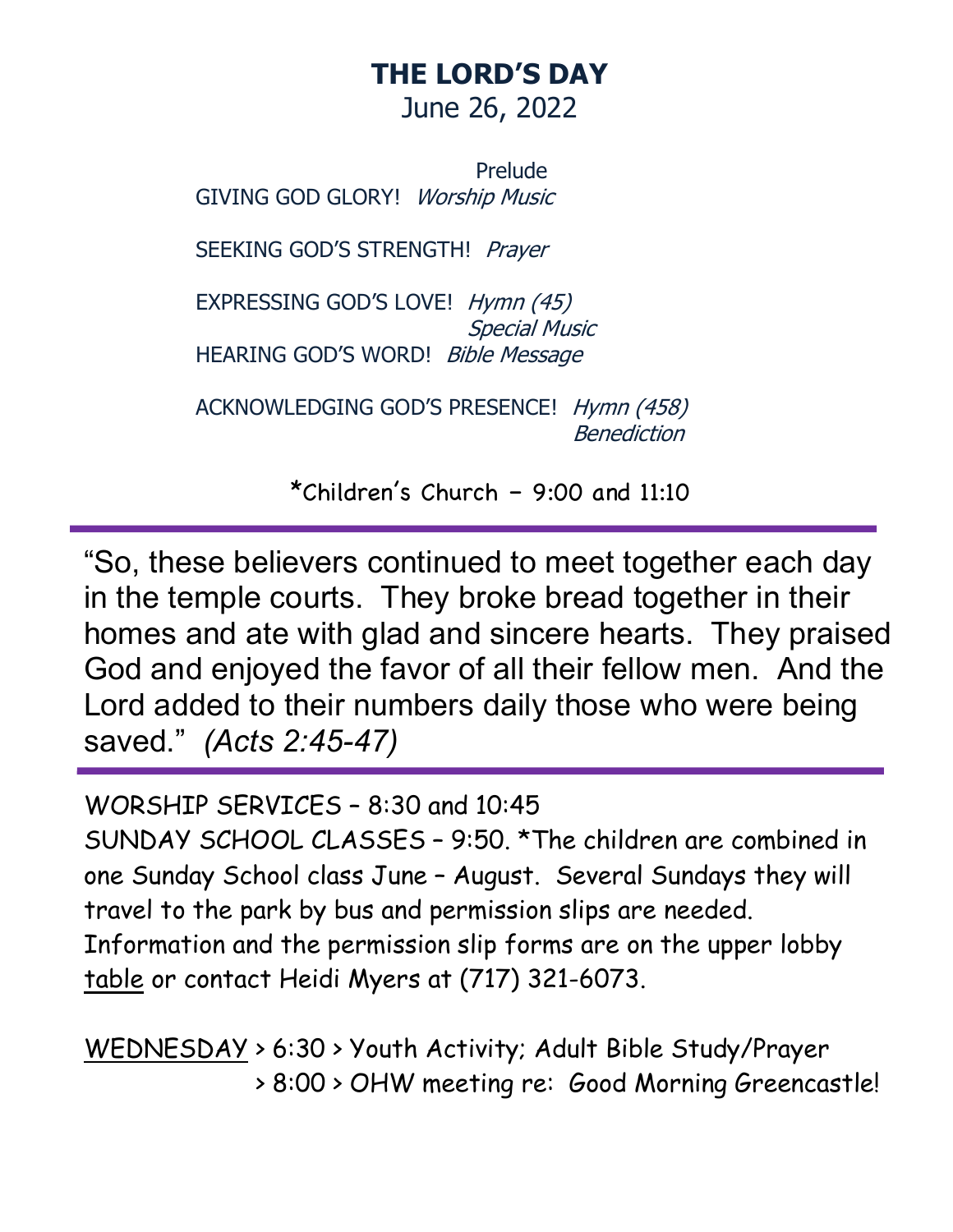# THE LORD'S DAY

June 26, 2022

Prelude

GIVING GOD GLORY! *Worship Music*

SEEKING GOD'S STRENGTH! *Prayer*

EXPRESSING GOD'S LOVE! *Hymn (45)*
*Special Music*

HEARING GOD'S WORD! *Bible Message*

ACKNOWLEDGING GOD'S PRESENCE! *Hymn (458)*
*Benediction*

*Children's Church – 9:00 and 11:10

---

"So, these believers continued to meet together each day in the temple courts. They broke bread together in their homes and ate with glad and sincere hearts. They praised God and enjoyed the favor of all their fellow men. And the Lord added to their numbers daily those who were being saved." *(Acts 2:45-47)*

---

WORSHIP SERVICES – 8:30 and 10:45

SUNDAY SCHOOL CLASSES – 9:50. *The children are combined in one Sunday School class June – August. Several Sundays they will travel to the park by bus and permission slips are needed. Information and the permission slip forms are on the upper lobby table or contact Heidi Myers at (717) 321-6073.

WEDNESDAY > 6:30 > Youth Activity; Adult Bible Study/Prayer
> 8:00 > OHW meeting re: Good Morning Greencastle!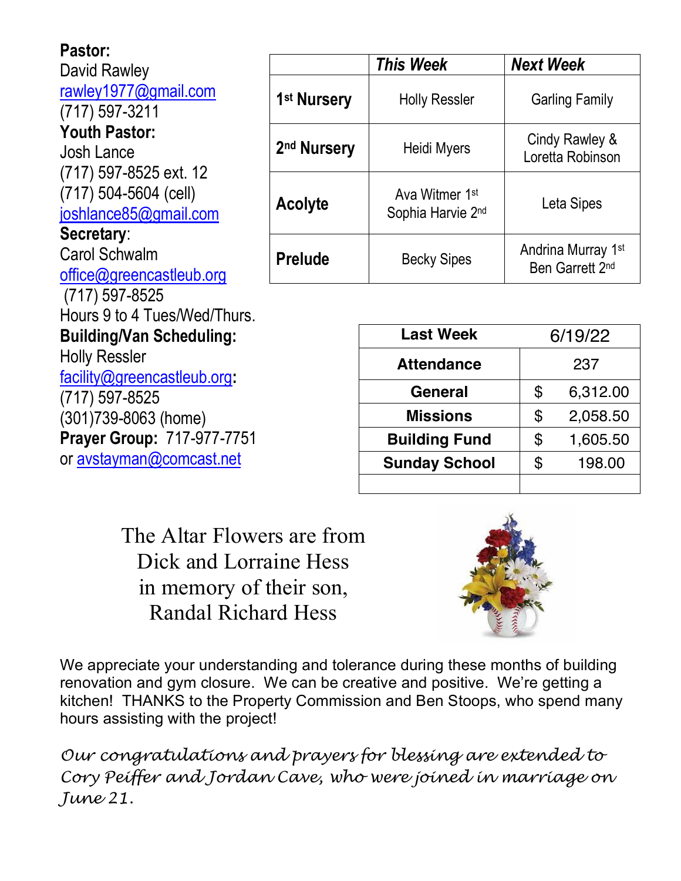**Pastor:**
David Rawley
rawley1977@gmail.com
(717) 597-3211
**Youth Pastor:**
Josh Lance
(717) 597-8525 ext. 12
(717) 504-5604 (cell)
joshlance85@gmail.com
**Secretary**:
Carol Schwalm
office@greencastleub.org
(717) 597-8525
Hours 9 to 4 Tues/Wed/Thurs.
**Building/Van Scheduling:**
Holly Ressler
facility@greencastleub.org**:**
(717) 597-8525
(301)739-8063 (home)
**Prayer Group:** 717-977-7751
or avstayman@comcast.net

| | *This Week* | *Next Week* |
|---|---|---|
| **1st Nursery** | Holly Ressler | Garling Family |
| **2nd Nursery** | Heidi Myers | Cindy Rawley & Loretta Robinson |
| **Acolyte** | Ava Witmer 1st Sophia Harvie 2nd | Leta Sipes |
| **Prelude** | Becky Sipes | Andrina Murray 1st Ben Garrett 2nd |

| Last Week | 6/19/22 |
|---|---|
| **Attendance** | 237 |
| **General** | $ 6,312.00 |
| **Missions** | $ 2,058.50 |
| **Building Fund** | $ 1,605.50 |
| **Sunday School** | $ 198.00 |
| | |

The Altar Flowers are from
Dick and Lorraine Hess
in memory of their son,
Randal Richard Hess

We appreciate your understanding and tolerance during these months of building renovation and gym closure. We can be creative and positive. We're getting a kitchen! THANKS to the Property Commission and Ben Stoops, who spend many hours assisting with the project!

*Our congratulations and prayers for blessing are extended to Cory Peiffer and Jordan Cave, who were joined in marriage on June 21.*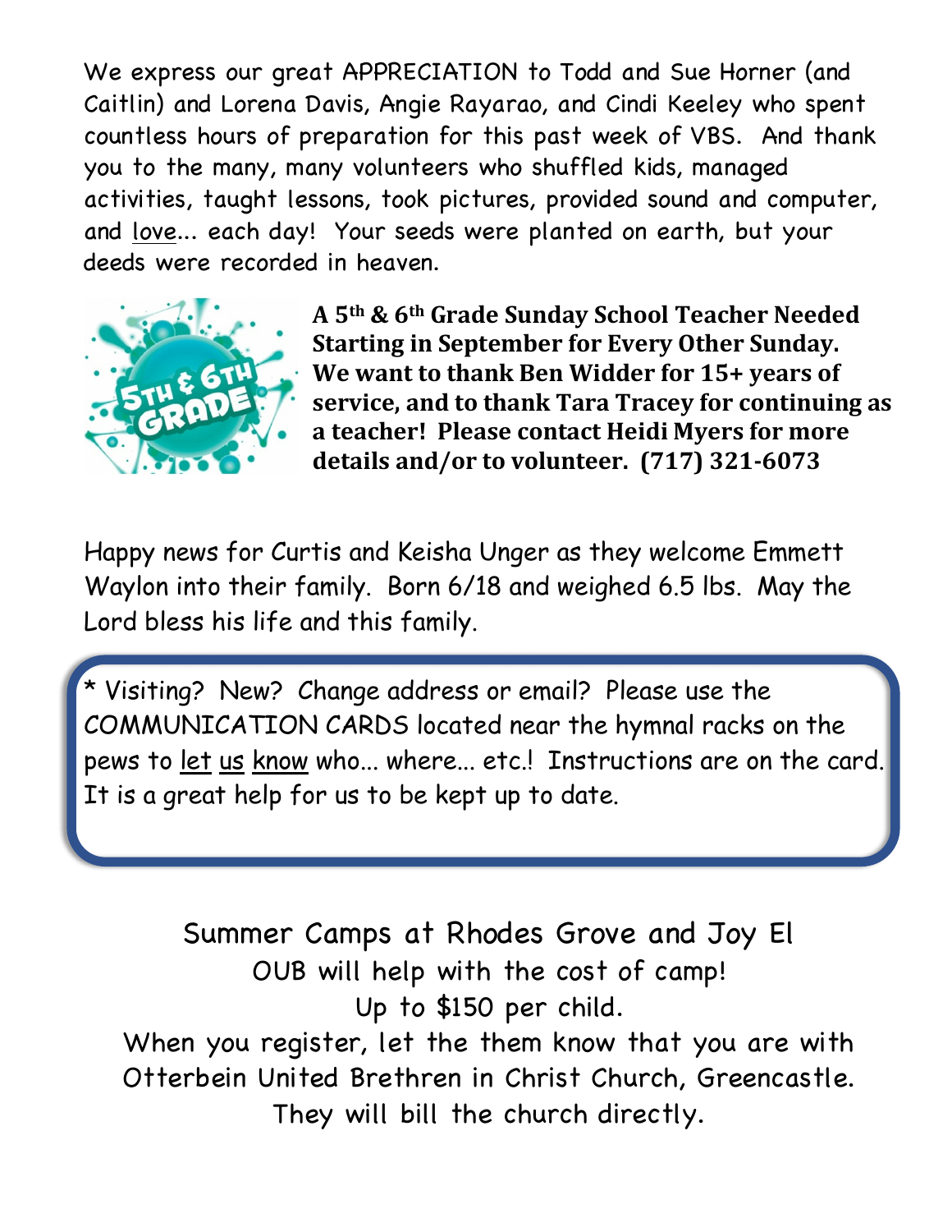We express our great APPRECIATION to Todd and Sue Horner (and Caitlin) and Lorena Davis, Angie Rayarao, and Cindi Keeley who spent countless hours of preparation for this past week of VBS. And thank you to the many, many volunteers who shuffled kids, managed activities, taught lessons, took pictures, provided sound and computer, and love... each day! Your seeds were planted on earth, but your deeds were recorded in heaven.

**A 5th & 6th Grade Sunday School Teacher Needed Starting in September for Every Other Sunday. We want to thank Ben Widder for 15+ years of service, and to thank Tara Tracey for continuing as a teacher! Please contact Heidi Myers for more details and/or to volunteer. (717) 321-6073**

Happy news for Curtis and Keisha Unger as they welcome Emmett Waylon into their family. Born 6/18 and weighed 6.5 lbs. May the Lord bless his life and this family.

* Visiting? New? Change address or email? Please use the COMMUNICATION CARDS located near the hymnal racks on the pews to let us know who... where... etc.! Instructions are on the card. It is a great help for us to be kept up to date.

Summer Camps at Rhodes Grove and Joy El

OUB will help with the cost of camp!

Up to $150 per child.

When you register, let the them know that you are with Otterbein United Brethren in Christ Church, Greencastle. They will bill the church directly.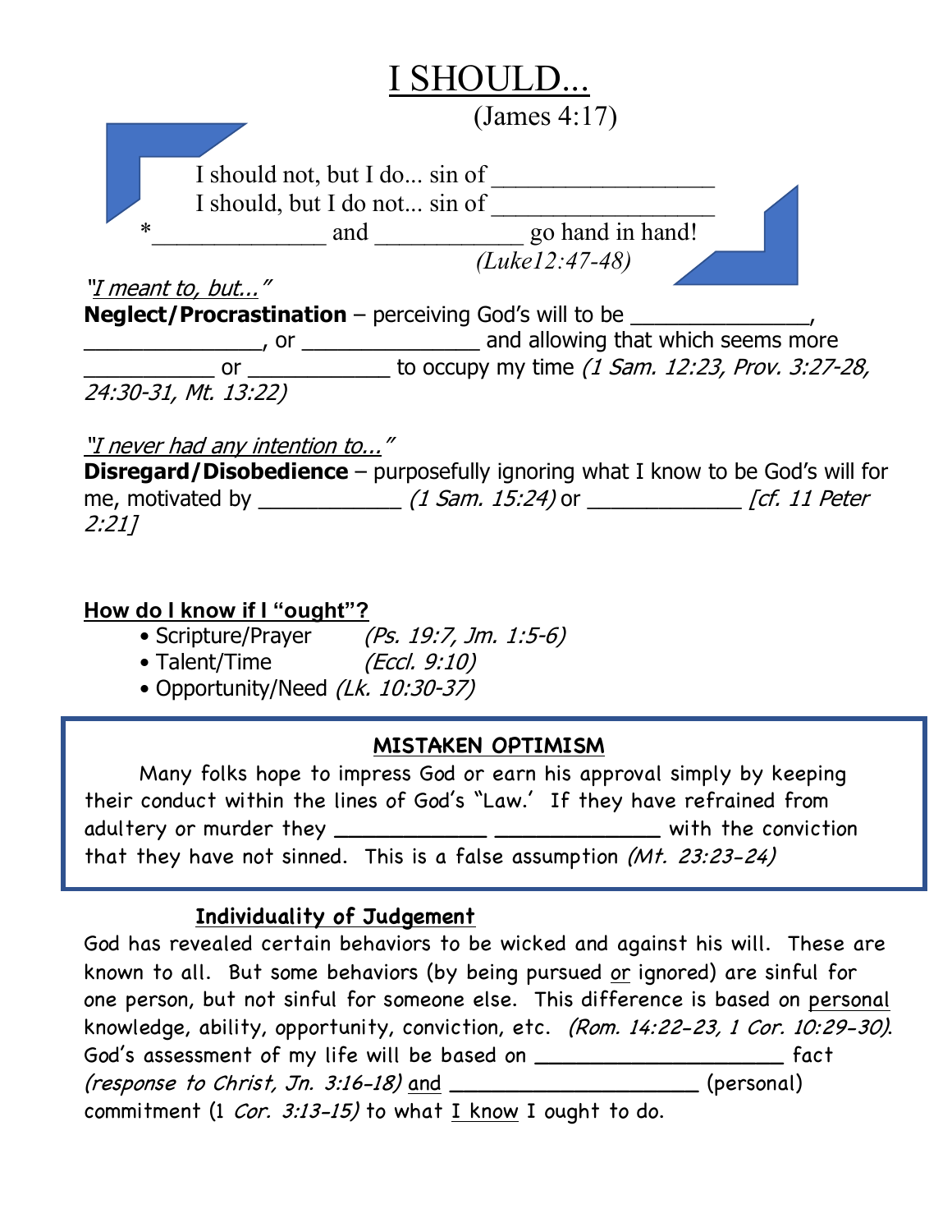// I SHOULD...

(James 4:17)

I should not, but I do... sin of ________________

I should, but I do not... sin of ________________

*______________ and ____________ go hand in hand!

*(Luke12:47-48)*

*"I meant to, but..."*

**Neglect/Procrastination** – perceiving God's will to be _______________, _______________, or _______________ and allowing that which seems more ___________ or ____________ to occupy my time *(1 Sam. 12:23, Prov. 3:27-28, 24:30-31, Mt. 13:22)*

*"I never had any intention to..."*

**Disregard/Disobedience** – purposefully ignoring what I know to be God's will for me, motivated by ____________ *(1 Sam. 15:24)* or _____________ *[cf. 11 Peter 2:21]*

**How do I know if I "ought"?**

- Scripture/Prayer *(Ps. 19:7, Jm. 1:5-6)*
- Talent/Time *(Eccl. 9:10)*
- Opportunity/Need *(Lk. 10:30-37)*

**MISTAKEN OPTIMISM**

Many folks hope to impress God or earn his approval simply by keeping their conduct within the lines of God's "Law.' If they have refrained from adultery or murder they ____________ _____________ with the conviction that they have not sinned. This is a false assumption *(Mt. 23:23-24)*

**Individuality of Judgement**

God has revealed certain behaviors to be wicked and against his will. These are known to all. But some behaviors (by being pursued or ignored) are sinful for one person, but not sinful for someone else. This difference is based on personal knowledge, ability, opportunity, conviction, etc. *(Rom. 14:22-23, 1 Cor. 10:29-30)*. God's assessment of my life will be based on ____________________ fact *(response to Christ, Jn. 3:16-18)* and ___________________ (personal) commitment (1 *Cor. 3:13-15)* to what I know I ought to do.